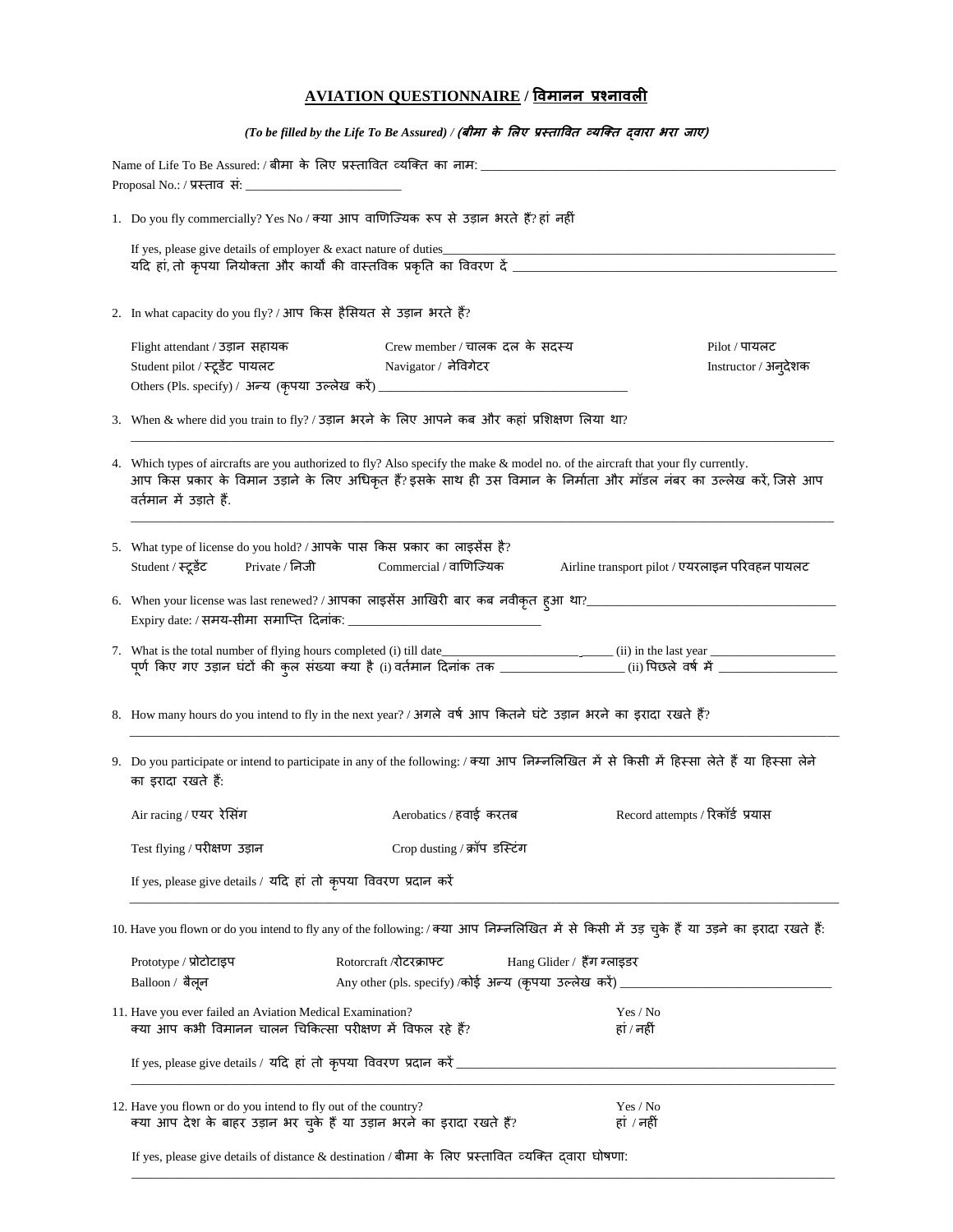# AVIATION QUESTIONNAIRE / विमानन प्रश्नावली

*(To be filled by the Life To Be Assured) / (बीमा के लिए प्रस्तावित व्यक्ति द्वारा भरा जाए)*

Name of Life To Be Assured: / बीमा के लिए प्रस्तावित व्यक्ति का नाम: ____________________________________________

Proposal No.: / प्रस्ताव सं: ________________________

1. Do you fly commercially? Yes No / क्या आप वाणिज्यिक रूप से उड़ान भरते हैं? हां नहीं

   If yes, please give details of employer & exact nature of duties______________________________________________
   यदि हां, तो कृपया नियोक्ता और कार्यों की वास्तविक प्रकृति का विवरण दें ______________________________________________

2. In what capacity do you fly? / आप किस हैसियत से उड़ान भरते हैं?

   Flight attendant / उड़ान सहायक          Crew member / चालक दल के सदस्य          Pilot / पायलट
   Student pilot / स्टूडेंट पायलट          Navigator / नेविगेटर          Instructor / अनुदेशक
   Others (Pls. specify) / अन्य (कृपया उल्लेख करें) ________________________________________

3. When & where did you train to fly? / उड़ान भरने के लिए आपने कब और कहां प्रशिक्षण लिया था?

   ______________________________________________________________________________

4. Which types of aircrafts are you authorized to fly? Also specify the make & model no. of the aircraft that your fly currently.
   आप किस प्रकार के विमान उड़ाने के लिए अधिकृत हैं? इसके साथ ही उस विमान के निर्माता और मॉडल नंबर का उल्लेख करें, जिसे आप वर्तमान में उड़ाते हैं.

   ______________________________________________________________________________

5. What type of license do you hold? / आपके पास किस प्रकार का लाइसेंस है?

   Student / स्टूडेंट          Private / निजी          Commercial / वाणिज्यिक          Airline transport pilot / एयरलाइन परिवहन पायलट

6. When your license was last renewed? / आपका लाइसेंस आखिरी बार कब नवीकृत हुआ था?____________________________________
   Expiry date: / समय-सीमा समाप्ति दिनांक: ______________________________

7. What is the total number of flying hours completed (i) till date___________________________ (ii) in the last year ___________________
   पूर्ण किए गए उड़ान घंटों की कुल संख्या क्या है (i) वर्तमान दिनांक तक ___________________ (ii) पिछले वर्ष में __________________

8. How many hours do you intend to fly in the next year? / अगले वर्ष आप कितने घंटे उड़ान भरने का इरादा रखते हैं?

   ______________________________________________________________________________

9. Do you participate or intend to participate in any of the following: / क्या आप निम्नलिखित में से किसी में हिस्सा लेते हैं या हिस्सा लेने का इरादा रखते हैं:

   Air racing / एयर रेसिंग          Aerobatics / हवाई करतब          Record attempts / रिकॉर्ड प्रयास

   Test flying / परीक्षण उड़ान          Crop dusting / क्रॉप डस्टिंग

   If yes, please give details / यदि हां तो कृपया विवरण प्रदान करें

   ______________________________________________________________________________

10. Have you flown or do you intend to fly any of the following: / क्या आप निम्नलिखित में से किसी में उड़ चुके हैं या उड़ने का इरादा रखते हैं:

    Prototype / प्रोटोटाइप          Rotorcraft /रोटरक्राफ्ट          Hang Glider / हैंग ग्लाइडर
    Balloon / बैलून          Any other (pls. specify) /कोई अन्य (कृपया उल्लेख करें) ______________________________

11. Have you ever failed an Aviation Medical Examination?          Yes / No
    क्या आप कभी विमानन चालन चिकित्सा परीक्षण में विफल रहे हैं?          हां / नहीं

    If yes, please give details / यदि हां तो कृपया विवरण प्रदान करें ______________________________________________

    ______________________________________________________________________________

12. Have you flown or do you intend to fly out of the country?          Yes / No
    क्या आप देश के बाहर उड़ान भर चुके हैं या उड़ान भरने का इरादा रखते हैं?          हां / नहीं

    If yes, please give details of distance & destination / बीमा के लिए प्रस्तावित व्यक्ति द्वारा घोषणा:

    ______________________________________________________________________________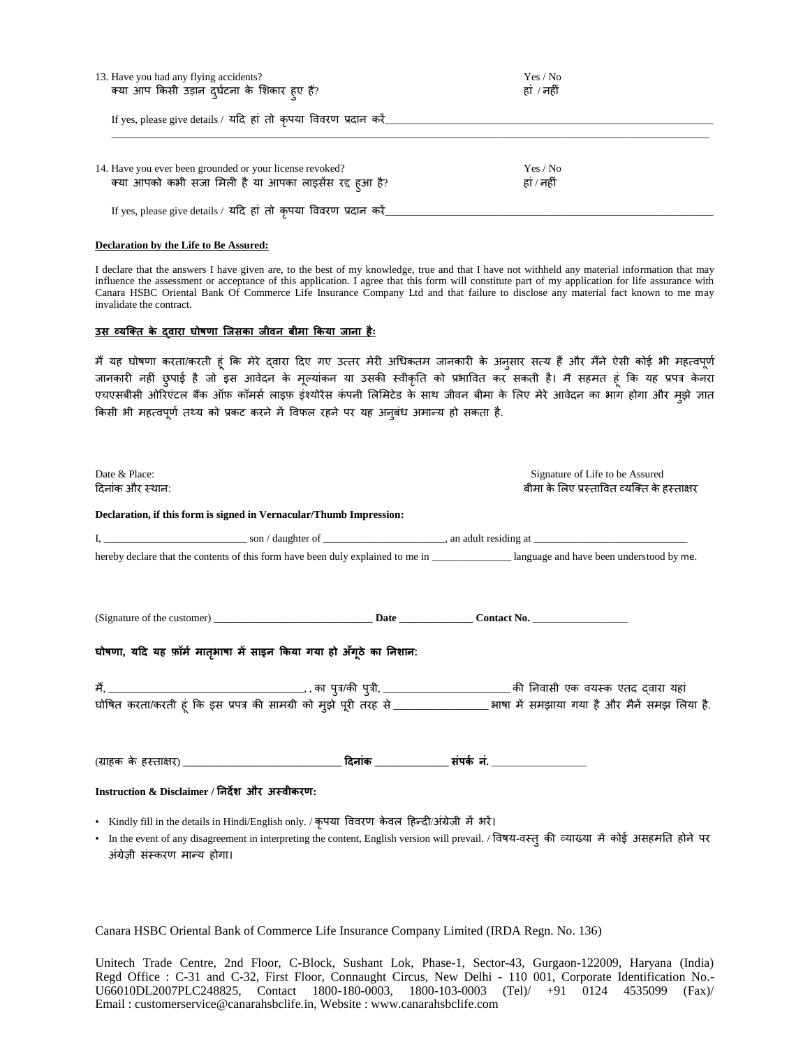13. Have you had any flying accidents? Yes / No
    क्या आप किसी उड़ान दुर्घटना के शिकार हुए हैं? हां / नहीं

    If yes, please give details / यदि हां तो कृपया विवरण प्रदान करें________________________________________________

14. Have you ever been grounded or your license revoked? Yes / No
    क्या आपको कभी सजा मिली है या आपका लाइसेंस रद्द हुआ है? हां / नहीं

    If yes, please give details / यदि हां तो कृपया विवरण प्रदान करें________________________________________________

**Declaration by the Life to Be Assured:**

I declare that the answers I have given are, to the best of my knowledge, true and that I have not withheld any material information that may influence the assessment or acceptance of this application. I agree that this form will constitute part of my application for life assurance with Canara HSBC Oriental Bank Of Commerce Life Insurance Company Ltd and that failure to disclose any material fact known to me may invalidate the contract.

**उस व्यक्ति के द्वारा घोषणा जिसका जीवन बीमा किया जाना है:**

मैं यह घोषणा करता/करती हूं कि मेरे द्वारा दिए गए उत्तर मेरी अधिकतम जानकारी के अनुसार सत्य हैं और मैंने ऐसी कोई भी महत्वपूर्ण जानकारी नहीं छुपाई है जो इस आवेदन के मूल्यांकन या उसकी स्वीकृति को प्रभावित कर सकती है। मैं सहमत हूं कि यह प्रपत्र केनरा एचएसबीसी ओरिएंटल बैंक ऑफ़ कॉमर्स लाइफ़ इंश्योरेंस कंपनी लिमिटेड के साथ जीवन बीमा के लिए मेरे आवेदन का भाग होगा और मुझे ज्ञात किसी भी महत्वपूर्ण तथ्य को प्रकट करने में विफल रहने पर यह अनुबंध अमान्य हो सकता है.

Date & Place: Signature of Life to be Assured
दिनांक और स्थान: बीमा के लिए प्रस्तावित व्यक्ति के हस्ताक्षर

**Declaration, if this form is signed in Vernacular/Thumb Impression:**

I, __________________________ son / daughter of ______________________, an adult residing at ____________________________

hereby declare that the contents of this form have been duly explained to me in _______________ language and have been understood by me.

(Signature of the customer) **______________________________ Date ______________ Contact No.** __________________

**घोषणा, यदि यह फ़ॉर्म मातृभाषा में साइन किया गया हो अँगूठे का निशान:**

मैं, ___________________________________, , का पुत्र/की पुत्री, ______________________ की निवासी एक वयस्क एतद द्वारा यहां घोषित करता/करती हूं कि इस प्रपत्र की सामग्री को मुझे पूरी तरह से _________________ भाषा में समझाया गया है और मैनें समझ लिया है.

(ग्राहक के हस्ताक्षर) **______________________________ दिनांक ______________ संपर्क नं.** _________________

**Instruction & Disclaimer / निर्देश और अस्वीकरण:**

- Kindly fill in the details in Hindi/English only. / कृपया विवरण केवल हिन्दी/अंग्रेज़ी में भरें।
- In the event of any disagreement in interpreting the content, English version will prevail. / विषय-वस्तु की व्याख्या में कोई असहमति होने पर अंग्रेज़ी संस्करण मान्य होगा।

Canara HSBC Oriental Bank of Commerce Life Insurance Company Limited (IRDA Regn. No. 136)

Unitech Trade Centre, 2nd Floor, C-Block, Sushant Lok, Phase-1, Sector-43, Gurgaon-122009, Haryana (India) Regd Office : C-31 and C-32, First Floor, Connaught Circus, New Delhi - 110 001, Corporate Identification No.- U66010DL2007PLC248825, Contact 1800-180-0003, 1800-103-0003 (Tel)/ +91 0124 4535099 (Fax)/ Email : customerservice@canarahsbclife.in, Website : www.canarahsbclife.com